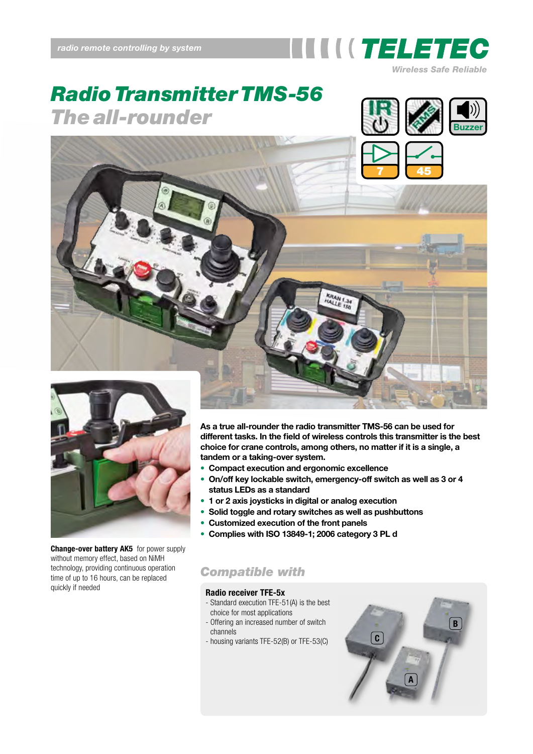radio remote controlling by system

TELETEC

Wireless Safe Reliable

# Radio Transmitter TMS-56

## The all-rounder

IR  RMS  Buzzer  7  45

**As a true all-rounder the radio transmitter TMS-56 can be used for different tasks. In the field of wireless controls this transmitter is the best choice for crane controls, among others, no matter if it is a single, a tandem or a taking-over system.**

- **Compact execution and ergonomic excellence**
- **On/off key lockable switch, emergency-off switch as well as 3 or 4 status LEDs as a standard**
- **1 or 2 axis joysticks in digital or analog execution**
- **Solid toggle and rotary switches as well as pushbuttons**
- **Customized execution of the front panels**
- **Complies with ISO 13849-1; 2006 category 3 PL d**

**Change-over battery AK5** for power supply without memory effect, based on NiMH technology, providing continuous operation time of up to 16 hours, can be replaced quickly if needed

## Compatible with

### Radio receiver TFE-5x

- Standard execution TFE-51(A) is the best choice for most applications
- Offering an increased number of switch channels
- housing variants TFE-52(B) or TFE-53(C)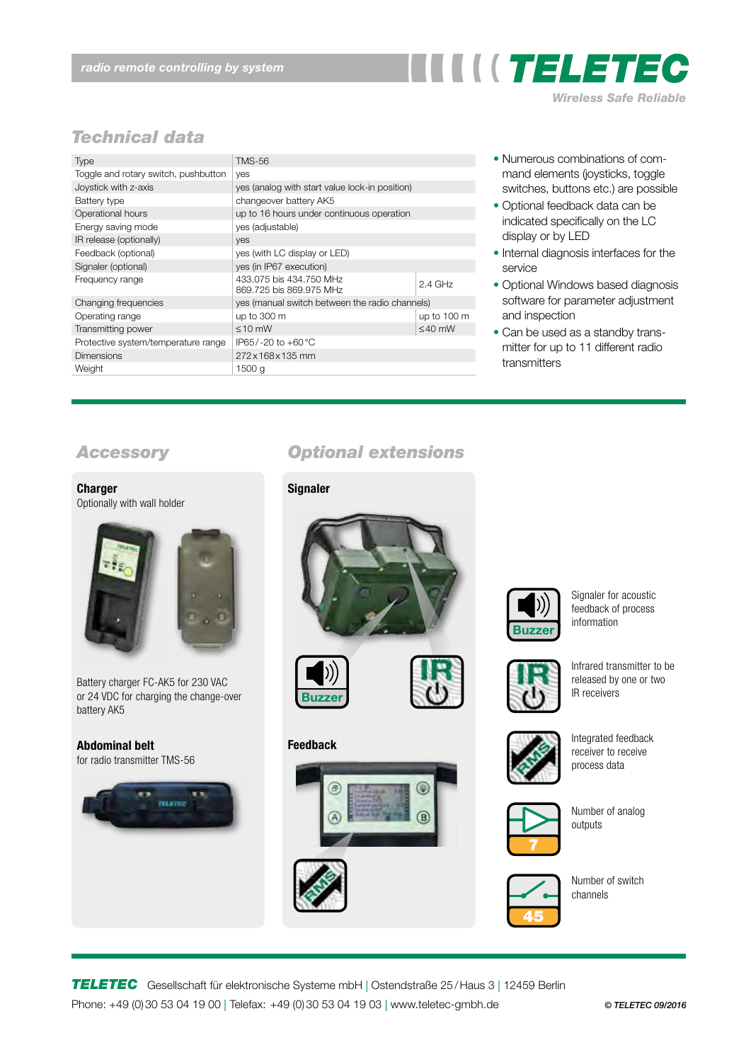## Technical data

| | | |
|---|---|---|
| Type | TMS-56 | |
| Toggle and rotary switch, pushbutton | yes | |
| Joystick with z-axis | yes (analog with start value lock-in position) | |
| Battery type | changeover battery AK5 | |
| Operational hours | up to 16 hours under continuous operation | |
| Energy saving mode | yes (adjustable) | |
| IR release (optionally) | yes | |
| Feedback (optional) | yes (with LC display or LED) | |
| Signaler (optional) | yes (in IP67 execution) | |
| Frequency range | 433.075 bis 434.750 MHz<br>869.725 bis 869.975 MHz | 2.4 GHz |
| Changing frequencies | yes (manual switch between the radio channels) | |
| Operating range | up to 300 m | up to 100 m |
| Transmitting power | ≤10 mW | ≤40 mW |
| Protective system/temperature range | IP65/-20 to +60 °C | |
| Dimensions | 272 x 168 x 135 mm | |
| Weight | 1500 g | |

- Numerous combinations of command elements (joysticks, toggle switches, buttons etc.) are possible
- Optional feedback data can be indicated specifically on the LC display or by LED
- Internal diagnosis interfaces for the service
- Optional Windows based diagnosis software for parameter adjustment and inspection
- Can be used as a standby transmitter for up to 11 different radio transmitters

## Accessory

**Charger**

Optionally with wall holder

Battery charger FC-AK5 for 230 VAC or 24 VDC for charging the change-over battery AK5

**Abdominal belt**

for radio transmitter TMS-56

## Optional extensions

**Signaler**

**Feedback**

Signaler for acoustic feedback of process information

Infrared transmitter to be released by one or two IR receivers

Integrated feedback receiver to receive process data

Number of analog outputs

Number of switch channels

**TELETEC** Gesellschaft für elektronische Systeme mbH | Ostendstraße 25/Haus 3 | 12459 Berlin
Phone: +49 (0) 30 53 04 19 00 | Telefax: +49 (0) 30 53 04 19 03 | www.teletec-gmbh.de

© TELETEC 09/2016